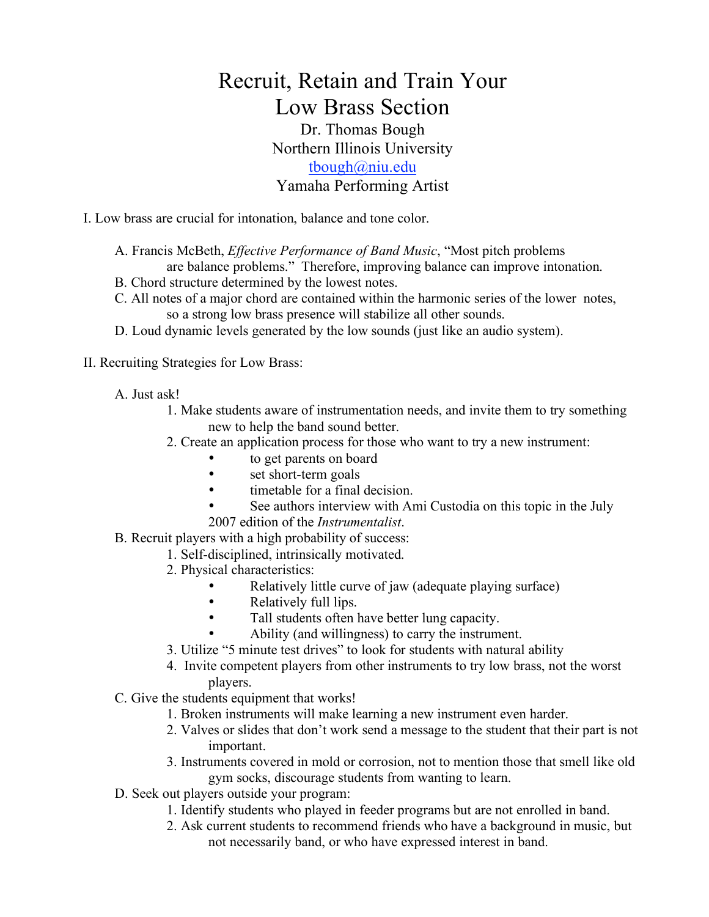# Recruit, Retain and Train Your Low Brass Section

Dr. Thomas Bough
Northern Illinois University
tbough@niu.edu
Yamaha Performing Artist

I. Low brass are crucial for intonation, balance and tone color.

A. Francis McBeth, *Effective Performance of Band Music*, "Most pitch problems are balance problems." Therefore, improving balance can improve intonation.
B. Chord structure determined by the lowest notes.
C. All notes of a major chord are contained within the harmonic series of the lower notes, so a strong low brass presence will stabilize all other sounds.
D. Loud dynamic levels generated by the low sounds (just like an audio system).

II. Recruiting Strategies for Low Brass:

A. Just ask!
1. Make students aware of instrumentation needs, and invite them to try something new to help the band sound better.
2. Create an application process for those who want to try a new instrument:
   - to get parents on board
   - set short-term goals
   - timetable for a final decision.
   - See authors interview with Ami Custodia on this topic in the July 2007 edition of the *Instrumentalist*.

B. Recruit players with a high probability of success:
1. Self-disciplined, intrinsically motivated.
2. Physical characteristics:
   - Relatively little curve of jaw (adequate playing surface)
   - Relatively full lips.
   - Tall students often have better lung capacity.
   - Ability (and willingness) to carry the instrument.
3. Utilize "5 minute test drives" to look for students with natural ability
4. Invite competent players from other instruments to try low brass, not the worst players.

C. Give the students equipment that works!
1. Broken instruments will make learning a new instrument even harder.
2. Valves or slides that don't work send a message to the student that their part is not important.
3. Instruments covered in mold or corrosion, not to mention those that smell like old gym socks, discourage students from wanting to learn.

D. Seek out players outside your program:
1. Identify students who played in feeder programs but are not enrolled in band.
2. Ask current students to recommend friends who have a background in music, but not necessarily band, or who have expressed interest in band.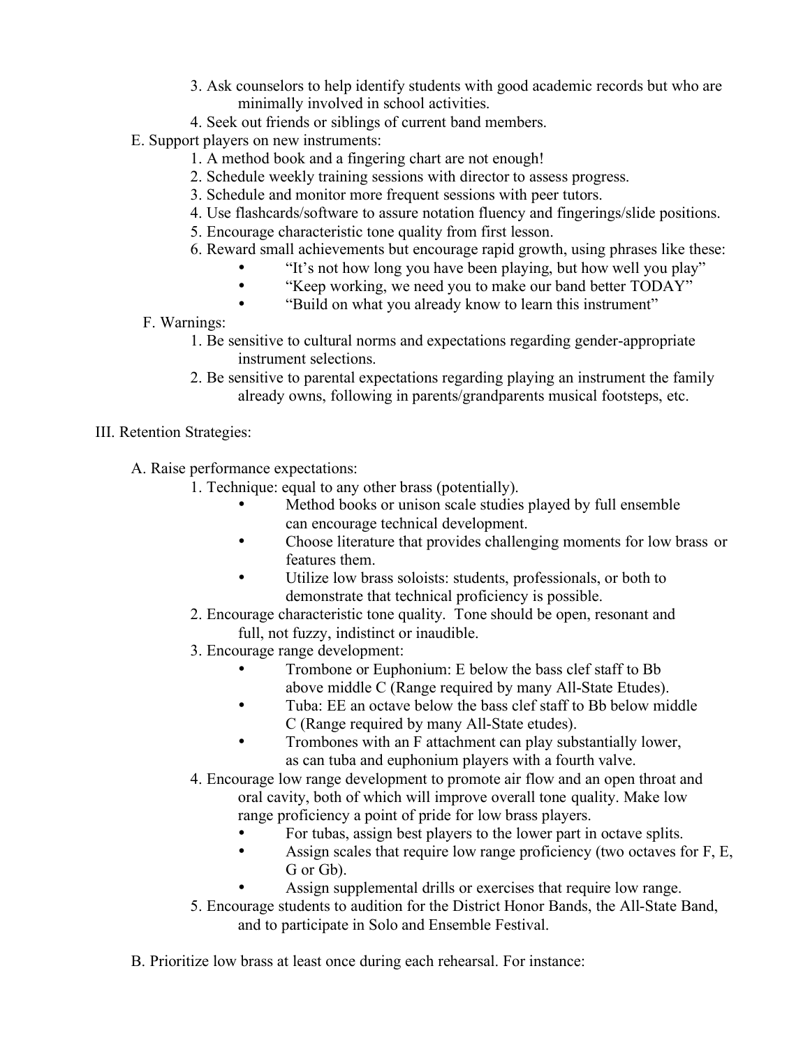3. Ask counselors to help identify students with good academic records but who are minimally involved in school activities.
   4. Seek out friends or siblings of current band members.
- E. Support players on new instruments:
   1. A method book and a fingering chart are not enough!
   2. Schedule weekly training sessions with director to assess progress.
   3. Schedule and monitor more frequent sessions with peer tutors.
   4. Use flashcards/software to assure notation fluency and fingerings/slide positions.
   5. Encourage characteristic tone quality from first lesson.
   6. Reward small achievements but encourage rapid growth, using phrases like these:
      - "It's not how long you have been playing, but how well you play"
      - "Keep working, we need you to make our band better TODAY"
      - "Build on what you already know to learn this instrument"
- F. Warnings:
   1. Be sensitive to cultural norms and expectations regarding gender-appropriate instrument selections.
   2. Be sensitive to parental expectations regarding playing an instrument the family already owns, following in parents/grandparents musical footsteps, etc.

III. Retention Strategies:

- A. Raise performance expectations:
   1. Technique: equal to any other brass (potentially).
      - Method books or unison scale studies played by full ensemble can encourage technical development.
      - Choose literature that provides challenging moments for low brass or features them.
      - Utilize low brass soloists: students, professionals, or both to demonstrate that technical proficiency is possible.
   2. Encourage characteristic tone quality. Tone should be open, resonant and full, not fuzzy, indistinct or inaudible.
   3. Encourage range development:
      - Trombone or Euphonium: E below the bass clef staff to Bb above middle C (Range required by many All-State Etudes).
      - Tuba: EE an octave below the bass clef staff to Bb below middle C (Range required by many All-State etudes).
      - Trombones with an F attachment can play substantially lower, as can tuba and euphonium players with a fourth valve.
   4. Encourage low range development to promote air flow and an open throat and oral cavity, both of which will improve overall tone quality. Make low range proficiency a point of pride for low brass players.
      - For tubas, assign best players to the lower part in octave splits.
      - Assign scales that require low range proficiency (two octaves for F, E, G or Gb).
      - Assign supplemental drills or exercises that require low range.
   5. Encourage students to audition for the District Honor Bands, the All-State Band, and to participate in Solo and Ensemble Festival.

- B. Prioritize low brass at least once during each rehearsal. For instance: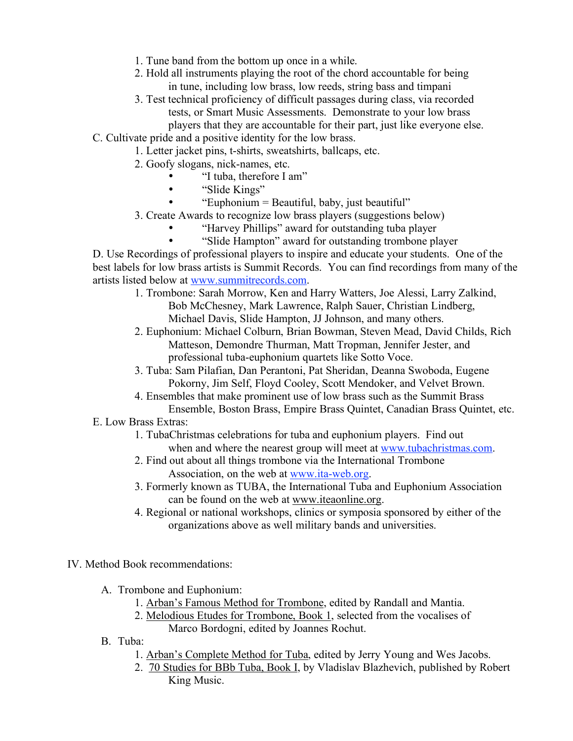1. Tune band from the bottom up once in a while.
2. Hold all instruments playing the root of the chord accountable for being in tune, including low brass, low reeds, string bass and timpani
3. Test technical proficiency of difficult passages during class, via recorded tests, or Smart Music Assessments. Demonstrate to your low brass players that they are accountable for their part, just like everyone else.

C. Cultivate pride and a positive identity for the low brass.

1. Letter jacket pins, t-shirts, sweatshirts, ballcaps, etc.
2. Goofy slogans, nick-names, etc.
   - "I tuba, therefore I am"
   - "Slide Kings"
   - "Euphonium = Beautiful, baby, just beautiful"
3. Create Awards to recognize low brass players (suggestions below)
   - "Harvey Phillips" award for outstanding tuba player
   - "Slide Hampton" award for outstanding trombone player

D. Use Recordings of professional players to inspire and educate your students. One of the best labels for low brass artists is Summit Records. You can find recordings from many of the artists listed below at www.summitrecords.com.

1. Trombone: Sarah Morrow, Ken and Harry Watters, Joe Alessi, Larry Zalkind, Bob McChesney, Mark Lawrence, Ralph Sauer, Christian Lindberg, Michael Davis, Slide Hampton, JJ Johnson, and many others.
2. Euphonium: Michael Colburn, Brian Bowman, Steven Mead, David Childs, Rich Matteson, Demondre Thurman, Matt Tropman, Jennifer Jester, and professional tuba-euphonium quartets like Sotto Voce.
3. Tuba: Sam Pilafian, Dan Perantoni, Pat Sheridan, Deanna Swoboda, Eugene Pokorny, Jim Self, Floyd Cooley, Scott Mendoker, and Velvet Brown.
4. Ensembles that make prominent use of low brass such as the Summit Brass Ensemble, Boston Brass, Empire Brass Quintet, Canadian Brass Quintet, etc.

E. Low Brass Extras:

1. TubaChristmas celebrations for tuba and euphonium players. Find out when and where the nearest group will meet at www.tubachristmas.com.
2. Find out about all things trombone via the International Trombone Association, on the web at www.ita-web.org.
3. Formerly known as TUBA, the International Tuba and Euphonium Association can be found on the web at www.iteaonline.org.
4. Regional or national workshops, clinics or symposia sponsored by either of the organizations above as well military bands and universities.

IV. Method Book recommendations:

A. Trombone and Euphonium:

1. Arban's Famous Method for Trombone, edited by Randall and Mantia.
2. Melodious Etudes for Trombone, Book 1, selected from the vocalises of Marco Bordogni, edited by Joannes Rochut.

B. Tuba:

1. Arban's Complete Method for Tuba, edited by Jerry Young and Wes Jacobs.
2. 70 Studies for BBb Tuba, Book I, by Vladislav Blazhevich, published by Robert King Music.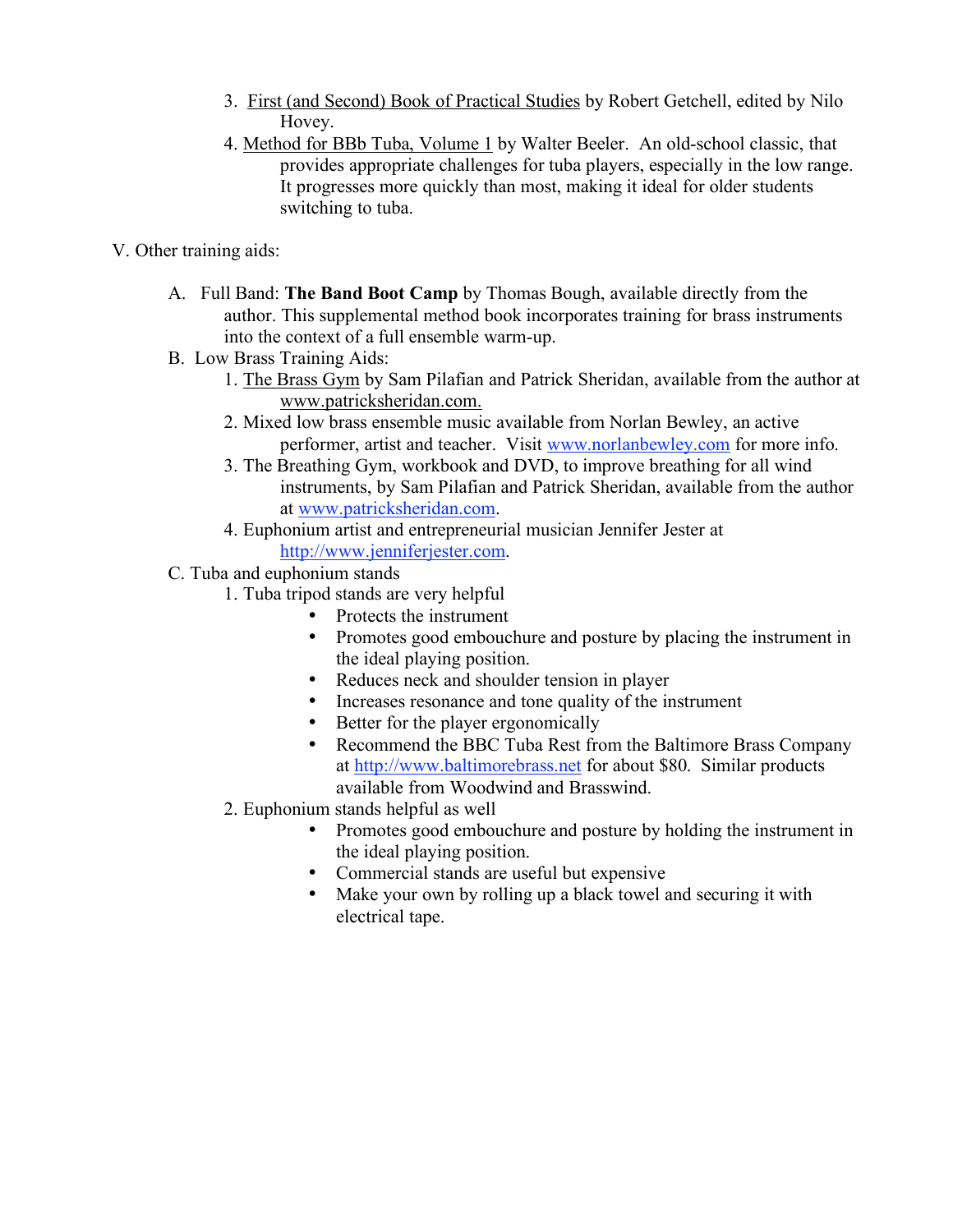3. First (and Second) Book of Practical Studies by Robert Getchell, edited by Nilo Hovey.
4. Method for BBb Tuba, Volume 1 by Walter Beeler. An old-school classic, that provides appropriate challenges for tuba players, especially in the low range. It progresses more quickly than most, making it ideal for older students switching to tuba.

V. Other training aids:

- A. Full Band: **The Band Boot Camp** by Thomas Bough, available directly from the author. This supplemental method book incorporates training for brass instruments into the context of a full ensemble warm-up.
- B. Low Brass Training Aids:
  1. The Brass Gym by Sam Pilafian and Patrick Sheridan, available from the author at www.patricksheridan.com.
  2. Mixed low brass ensemble music available from Norlan Bewley, an active performer, artist and teacher. Visit www.norlanbewley.com for more info.
  3. The Breathing Gym, workbook and DVD, to improve breathing for all wind instruments, by Sam Pilafian and Patrick Sheridan, available from the author at www.patricksheridan.com.
  4. Euphonium artist and entrepreneurial musician Jennifer Jester at http://www.jenniferjester.com.
- C. Tuba and euphonium stands
  1. Tuba tripod stands are very helpful
     - Protects the instrument
     - Promotes good embouchure and posture by placing the instrument in the ideal playing position.
     - Reduces neck and shoulder tension in player
     - Increases resonance and tone quality of the instrument
     - Better for the player ergonomically
     - Recommend the BBC Tuba Rest from the Baltimore Brass Company at http://www.baltimorebrass.net for about $80. Similar products available from Woodwind and Brasswind.
  2. Euphonium stands helpful as well
     - Promotes good embouchure and posture by holding the instrument in the ideal playing position.
     - Commercial stands are useful but expensive
     - Make your own by rolling up a black towel and securing it with electrical tape.